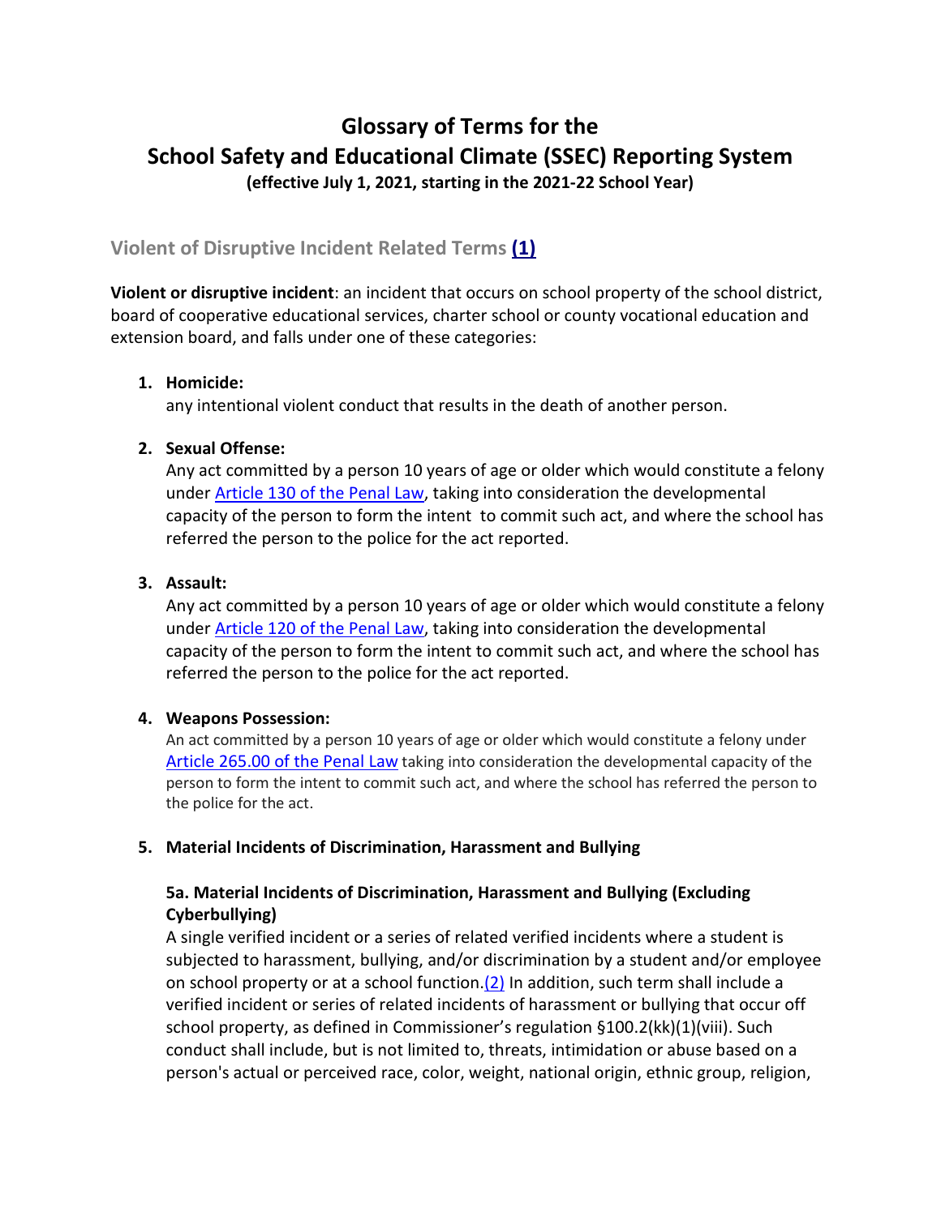# Glossary of Terms for the School Safety and Educational Climate (SSEC) Reporting System

**(effective July 1, 2021, starting in the 2021-22 School Year)**

## Violent of Disruptive Incident Related Terms (1)

**Violent or disruptive incident**: an incident that occurs on school property of the school district, board of cooperative educational services, charter school or county vocational education and extension board, and falls under one of these categories:

1. **Homicide:**
   any intentional violent conduct that results in the death of another person.

2. **Sexual Offense:**
   Any act committed by a person 10 years of age or older which would constitute a felony under Article 130 of the Penal Law, taking into consideration the developmental capacity of the person to form the intent to commit such act, and where the school has referred the person to the police for the act reported.

3. **Assault:**
   Any act committed by a person 10 years of age or older which would constitute a felony under Article 120 of the Penal Law, taking into consideration the developmental capacity of the person to form the intent to commit such act, and where the school has referred the person to the police for the act reported.

4. **Weapons Possession:**
   An act committed by a person 10 years of age or older which would constitute a felony under Article 265.00 of the Penal Law taking into consideration the developmental capacity of the person to form the intent to commit such act, and where the school has referred the person to the police for the act.

5. **Material Incidents of Discrimination, Harassment and Bullying**

   **5a. Material Incidents of Discrimination, Harassment and Bullying (Excluding Cyberbullying)**
   A single verified incident or a series of related verified incidents where a student is subjected to harassment, bullying, and/or discrimination by a student and/or employee on school property or at a school function.(2) In addition, such term shall include a verified incident or series of related incidents of harassment or bullying that occur off school property, as defined in Commissioner's regulation §100.2(kk)(1)(viii). Such conduct shall include, but is not limited to, threats, intimidation or abuse based on a person's actual or perceived race, color, weight, national origin, ethnic group, religion,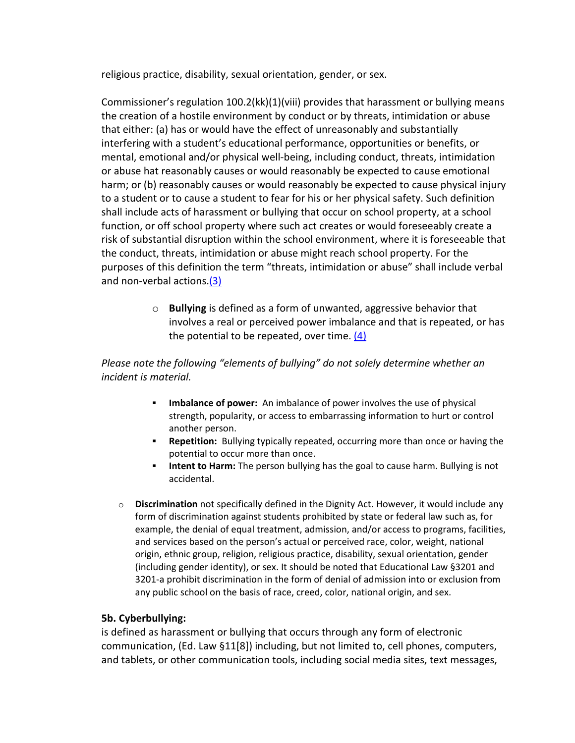religious practice, disability, sexual orientation, gender, or sex.

Commissioner's regulation 100.2(kk)(1)(viii) provides that harassment or bullying means the creation of a hostile environment by conduct or by threats, intimidation or abuse that either: (a) has or would have the effect of unreasonably and substantially interfering with a student's educational performance, opportunities or benefits, or mental, emotional and/or physical well-being, including conduct, threats, intimidation or abuse hat reasonably causes or would reasonably be expected to cause emotional harm; or (b) reasonably causes or would reasonably be expected to cause physical injury to a student or to cause a student to fear for his or her physical safety. Such definition shall include acts of harassment or bullying that occur on school property, at a school function, or off school property where such act creates or would foreseeably create a risk of substantial disruption within the school environment, where it is foreseeable that the conduct, threats, intimidation or abuse might reach school property. For the purposes of this definition the term "threats, intimidation or abuse" shall include verbal and non-verbal actions.(3)

- **Bullying** is defined as a form of unwanted, aggressive behavior that involves a real or perceived power imbalance and that is repeated, or has the potential to be repeated, over time. (4)

*Please note the following "elements of bullying" do not solely determine whether an incident is material.*

- **Imbalance of power:** An imbalance of power involves the use of physical strength, popularity, or access to embarrassing information to hurt or control another person.
- **Repetition:** Bullying typically repeated, occurring more than once or having the potential to occur more than once.
- **Intent to Harm:** The person bullying has the goal to cause harm. Bullying is not accidental.

- **Discrimination** not specifically defined in the Dignity Act. However, it would include any form of discrimination against students prohibited by state or federal law such as, for example, the denial of equal treatment, admission, and/or access to programs, facilities, and services based on the person's actual or perceived race, color, weight, national origin, ethnic group, religion, religious practice, disability, sexual orientation, gender (including gender identity), or sex. It should be noted that Educational Law §3201 and 3201-a prohibit discrimination in the form of denial of admission into or exclusion from any public school on the basis of race, creed, color, national origin, and sex.

**5b. Cyberbullying:**

is defined as harassment or bullying that occurs through any form of electronic communication, (Ed. Law §11[8]) including, but not limited to, cell phones, computers, and tablets, or other communication tools, including social media sites, text messages,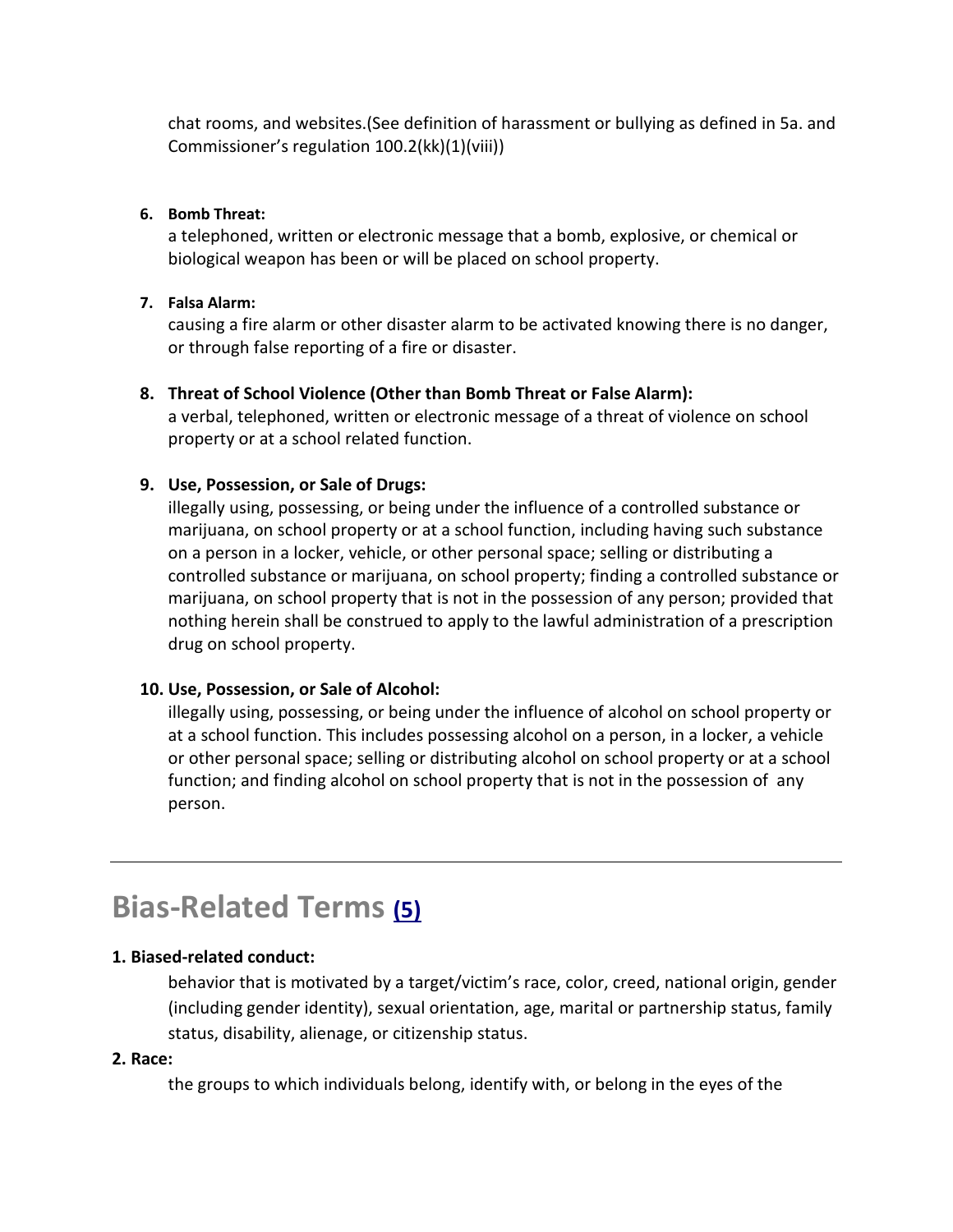chat rooms, and websites.(See definition of harassment or bullying as defined in 5a. and Commissioner's regulation 100.2(kk)(1)(viii))

6. **Bomb Threat:**
   a telephoned, written or electronic message that a bomb, explosive, or chemical or biological weapon has been or will be placed on school property.

7. **Falsa Alarm:**
   causing a fire alarm or other disaster alarm to be activated knowing there is no danger, or through false reporting of a fire or disaster.

8. **Threat of School Violence (Other than Bomb Threat or False Alarm):**
   a verbal, telephoned, written or electronic message of a threat of violence on school property or at a school related function.

9. **Use, Possession, or Sale of Drugs:**
   illegally using, possessing, or being under the influence of a controlled substance or marijuana, on school property or at a school function, including having such substance on a person in a locker, vehicle, or other personal space; selling or distributing a controlled substance or marijuana, on school property; finding a controlled substance or marijuana, on school property that is not in the possession of any person; provided that nothing herein shall be construed to apply to the lawful administration of a prescription drug on school property.

10. **Use, Possession, or Sale of Alcohol:**
    illegally using, possessing, or being under the influence of alcohol on school property or at a school function. This includes possessing alcohol on a person, in a locker, a vehicle or other personal space; selling or distributing alcohol on school property or at a school function; and finding alcohol on school property that is not in the possession of any person.

---

## Bias-Related Terms (5)

**1. Biased-related conduct:**

behavior that is motivated by a target/victim's race, color, creed, national origin, gender (including gender identity), sexual orientation, age, marital or partnership status, family status, disability, alienage, or citizenship status.

**2. Race:**

the groups to which individuals belong, identify with, or belong in the eyes of the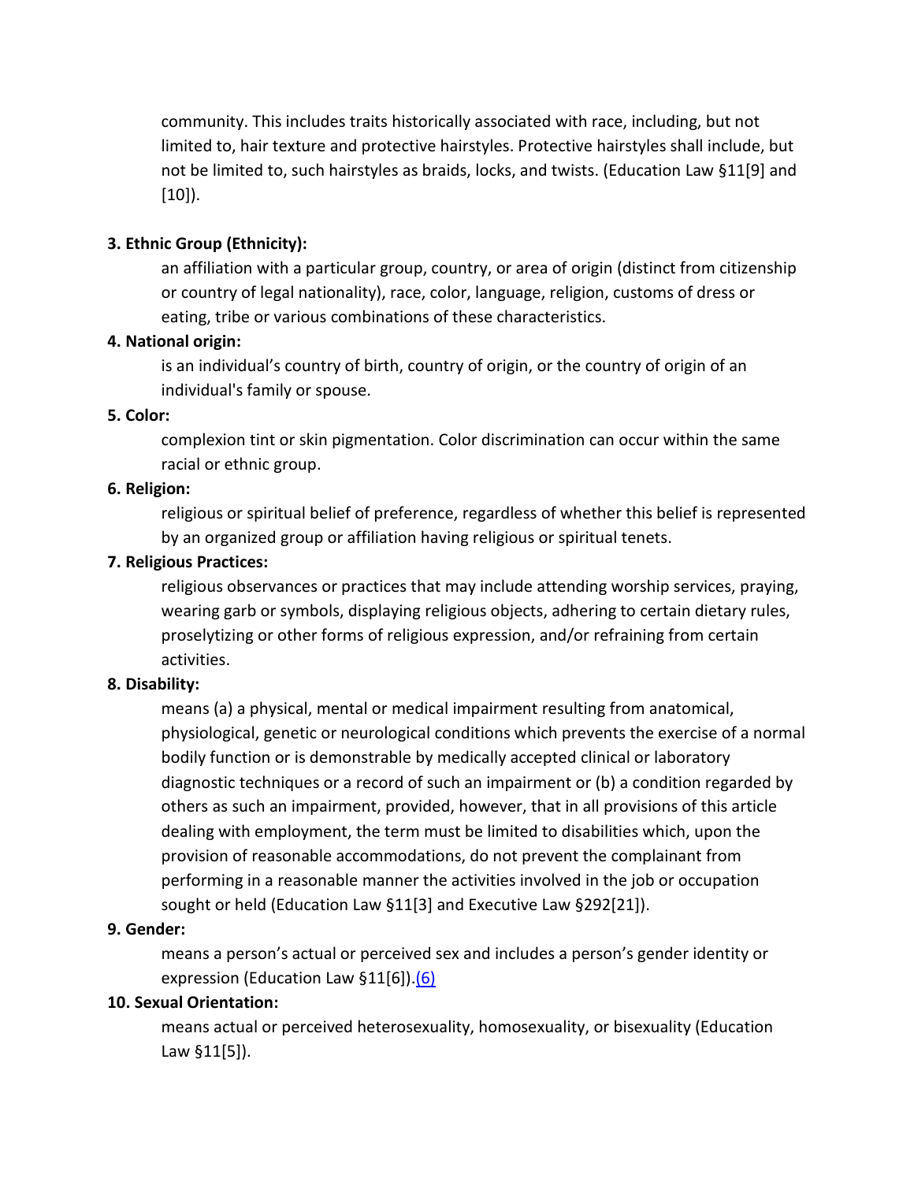community. This includes traits historically associated with race, including, but not limited to, hair texture and protective hairstyles. Protective hairstyles shall include, but not be limited to, such hairstyles as braids, locks, and twists. (Education Law §11[9] and [10]).

**3. Ethnic Group (Ethnicity):**

an affiliation with a particular group, country, or area of origin (distinct from citizenship or country of legal nationality), race, color, language, religion, customs of dress or eating, tribe or various combinations of these characteristics.

**4. National origin:**

is an individual's country of birth, country of origin, or the country of origin of an individual's family or spouse.

**5. Color:**

complexion tint or skin pigmentation. Color discrimination can occur within the same racial or ethnic group.

**6. Religion:**

religious or spiritual belief of preference, regardless of whether this belief is represented by an organized group or affiliation having religious or spiritual tenets.

**7. Religious Practices:**

religious observances or practices that may include attending worship services, praying, wearing garb or symbols, displaying religious objects, adhering to certain dietary rules, proselytizing or other forms of religious expression, and/or refraining from certain activities.

**8. Disability:**

means (a) a physical, mental or medical impairment resulting from anatomical, physiological, genetic or neurological conditions which prevents the exercise of a normal bodily function or is demonstrable by medically accepted clinical or laboratory diagnostic techniques or a record of such an impairment or (b) a condition regarded by others as such an impairment, provided, however, that in all provisions of this article dealing with employment, the term must be limited to disabilities which, upon the provision of reasonable accommodations, do not prevent the complainant from performing in a reasonable manner the activities involved in the job or occupation sought or held (Education Law §11[3] and Executive Law §292[21]).

**9. Gender:**

means a person's actual or perceived sex and includes a person's gender identity or expression (Education Law §11[6]).(6)

**10. Sexual Orientation:**

means actual or perceived heterosexuality, homosexuality, or bisexuality (Education Law §11[5]).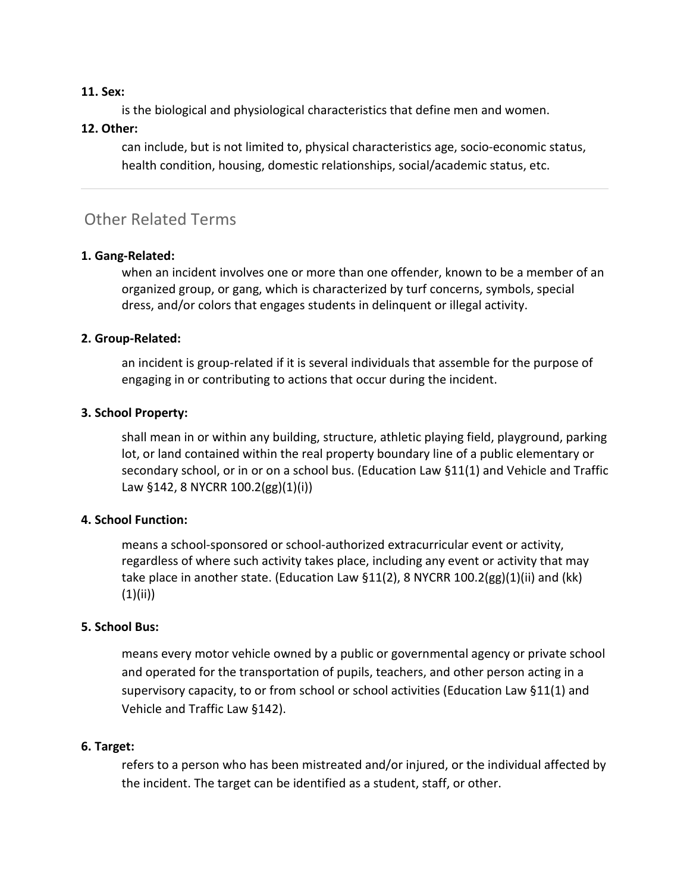**11. Sex:**

is the biological and physiological characteristics that define men and women.

**12. Other:**

can include, but is not limited to, physical characteristics age, socio-economic status, health condition, housing, domestic relationships, social/academic status, etc.

---

## Other Related Terms

**1. Gang-Related:**

when an incident involves one or more than one offender, known to be a member of an organized group, or gang, which is characterized by turf concerns, symbols, special dress, and/or colors that engages students in delinquent or illegal activity.

**2. Group-Related:**

an incident is group-related if it is several individuals that assemble for the purpose of engaging in or contributing to actions that occur during the incident.

**3. School Property:**

shall mean in or within any building, structure, athletic playing field, playground, parking lot, or land contained within the real property boundary line of a public elementary or secondary school, or in or on a school bus. (Education Law §11(1) and Vehicle and Traffic Law §142, 8 NYCRR 100.2(gg)(1)(i))

**4. School Function:**

means a school-sponsored or school-authorized extracurricular event or activity, regardless of where such activity takes place, including any event or activity that may take place in another state. (Education Law §11(2), 8 NYCRR 100.2(gg)(1)(ii) and (kk)(1)(ii))

**5. School Bus:**

means every motor vehicle owned by a public or governmental agency or private school and operated for the transportation of pupils, teachers, and other person acting in a supervisory capacity, to or from school or school activities (Education Law §11(1) and Vehicle and Traffic Law §142).

**6. Target:**

refers to a person who has been mistreated and/or injured, or the individual affected by the incident. The target can be identified as a student, staff, or other.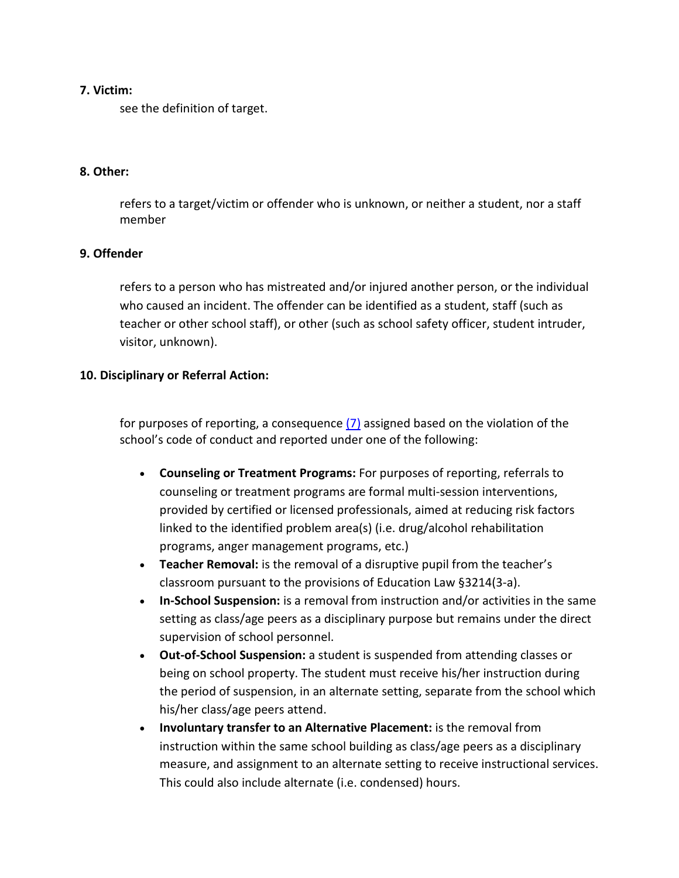**7. Victim:**

see the definition of target.

**8. Other:**

refers to a target/victim or offender who is unknown, or neither a student, nor a staff member

**9. Offender**

refers to a person who has mistreated and/or injured another person, or the individual who caused an incident. The offender can be identified as a student, staff (such as teacher or other school staff), or other (such as school safety officer, student intruder, visitor, unknown).

**10. Disciplinary or Referral Action:**

for purposes of reporting, a consequence (7) assigned based on the violation of the school's code of conduct and reported under one of the following:

- **Counseling or Treatment Programs:** For purposes of reporting, referrals to counseling or treatment programs are formal multi-session interventions, provided by certified or licensed professionals, aimed at reducing risk factors linked to the identified problem area(s) (i.e. drug/alcohol rehabilitation programs, anger management programs, etc.)
- **Teacher Removal:** is the removal of a disruptive pupil from the teacher's classroom pursuant to the provisions of Education Law §3214(3-a).
- **In-School Suspension:** is a removal from instruction and/or activities in the same setting as class/age peers as a disciplinary purpose but remains under the direct supervision of school personnel.
- **Out-of-School Suspension:** a student is suspended from attending classes or being on school property. The student must receive his/her instruction during the period of suspension, in an alternate setting, separate from the school which his/her class/age peers attend.
- **Involuntary transfer to an Alternative Placement:** is the removal from instruction within the same school building as class/age peers as a disciplinary measure, and assignment to an alternate setting to receive instructional services. This could also include alternate (i.e. condensed) hours.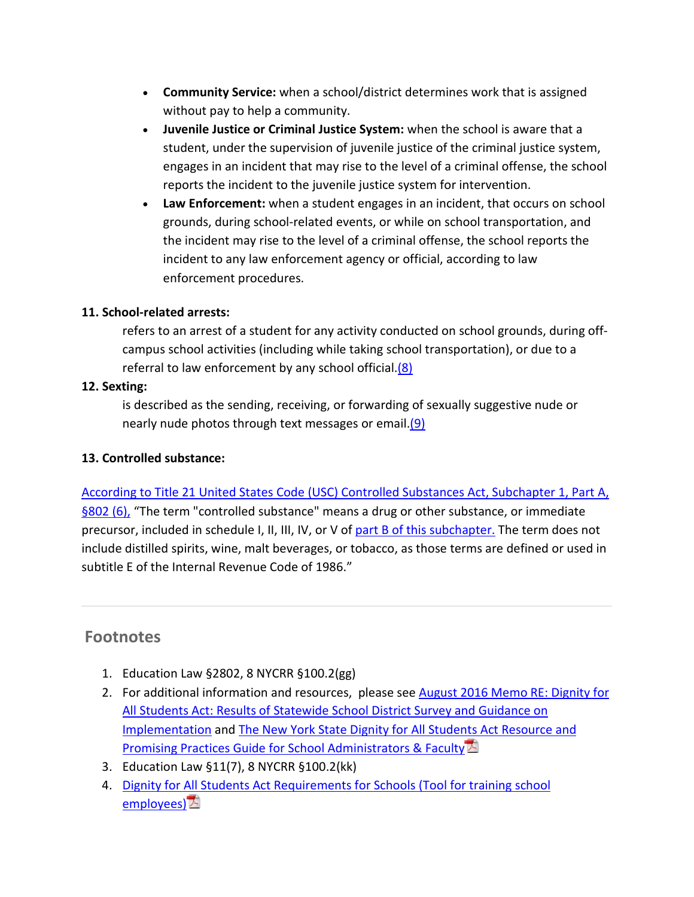- **Community Service:** when a school/district determines work that is assigned without pay to help a community.
- **Juvenile Justice or Criminal Justice System:** when the school is aware that a student, under the supervision of juvenile justice of the criminal justice system, engages in an incident that may rise to the level of a criminal offense, the school reports the incident to the juvenile justice system for intervention.
- **Law Enforcement:** when a student engages in an incident, that occurs on school grounds, during school-related events, or while on school transportation, and the incident may rise to the level of a criminal offense, the school reports the incident to any law enforcement agency or official, according to law enforcement procedures.

**11. School-related arrests:**

refers to an arrest of a student for any activity conducted on school grounds, during off-campus school activities (including while taking school transportation), or due to a referral to law enforcement by any school official.(8)

**12. Sexting:**

is described as the sending, receiving, or forwarding of sexually suggestive nude or nearly nude photos through text messages or email.(9)

**13. Controlled substance:**

According to Title 21 United States Code (USC) Controlled Substances Act, Subchapter 1, Part A, §802 (6), "The term "controlled substance" means a drug or other substance, or immediate precursor, included in schedule I, II, III, IV, or V of part B of this subchapter. The term does not include distilled spirits, wine, malt beverages, or tobacco, as those terms are defined or used in subtitle E of the Internal Revenue Code of 1986."

---

## Footnotes

1. Education Law §2802, 8 NYCRR §100.2(gg)
2. For additional information and resources, please see August 2016 Memo RE: Dignity for All Students Act: Results of Statewide School District Survey and Guidance on Implementation and The New York State Dignity for All Students Act Resource and Promising Practices Guide for School Administrators & Faculty
3. Education Law §11(7), 8 NYCRR §100.2(kk)
4. Dignity for All Students Act Requirements for Schools (Tool for training school employees)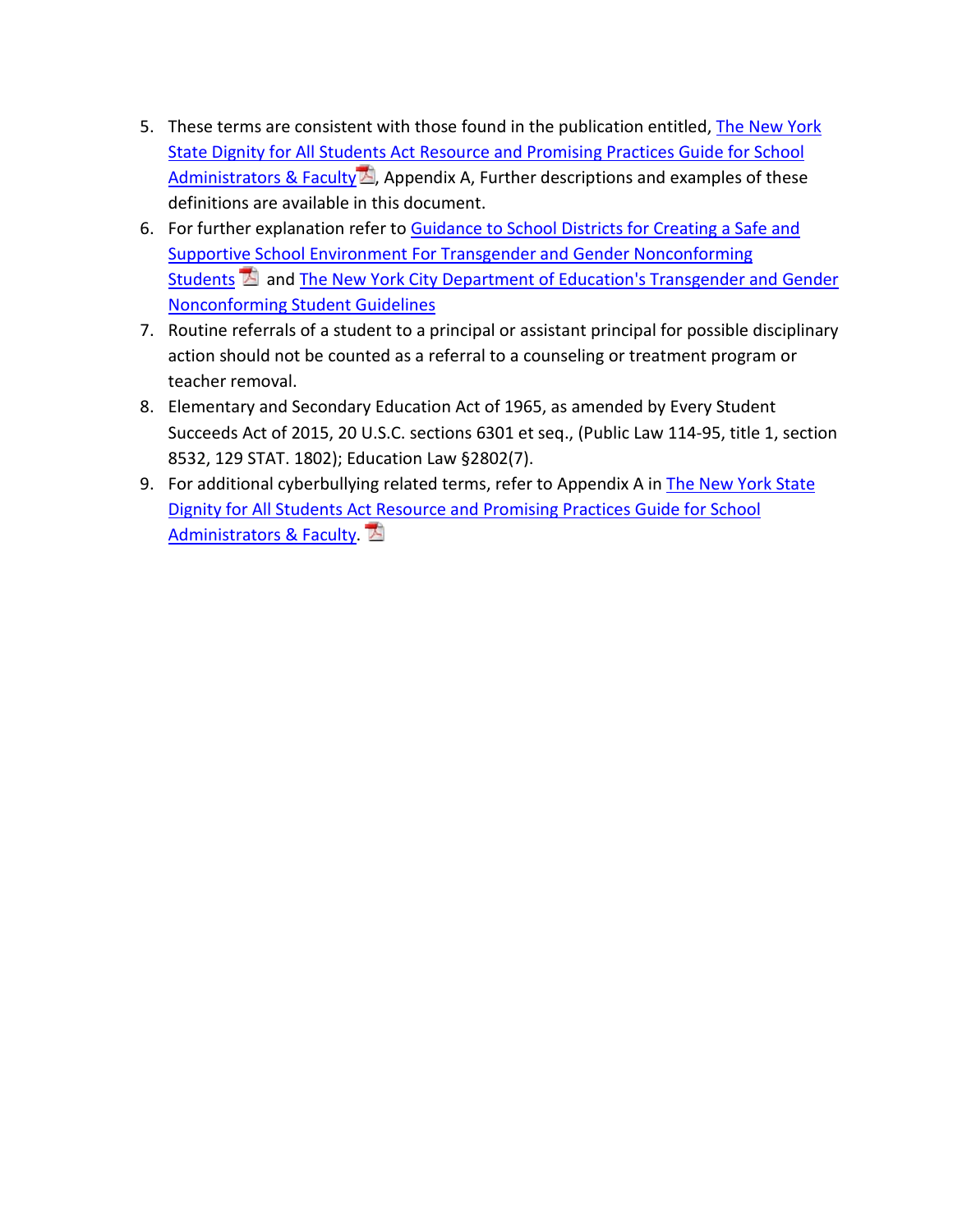5. These terms are consistent with those found in the publication entitled, The New York State Dignity for All Students Act Resource and Promising Practices Guide for School Administrators & Faculty, Appendix A, Further descriptions and examples of these definitions are available in this document.
6. For further explanation refer to Guidance to School Districts for Creating a Safe and Supportive School Environment For Transgender and Gender Nonconforming Students and The New York City Department of Education's Transgender and Gender Nonconforming Student Guidelines
7. Routine referrals of a student to a principal or assistant principal for possible disciplinary action should not be counted as a referral to a counseling or treatment program or teacher removal.
8. Elementary and Secondary Education Act of 1965, as amended by Every Student Succeeds Act of 2015, 20 U.S.C. sections 6301 et seq., (Public Law 114-95, title 1, section 8532, 129 STAT. 1802); Education Law §2802(7).
9. For additional cyberbullying related terms, refer to Appendix A in The New York State Dignity for All Students Act Resource and Promising Practices Guide for School Administrators & Faculty.